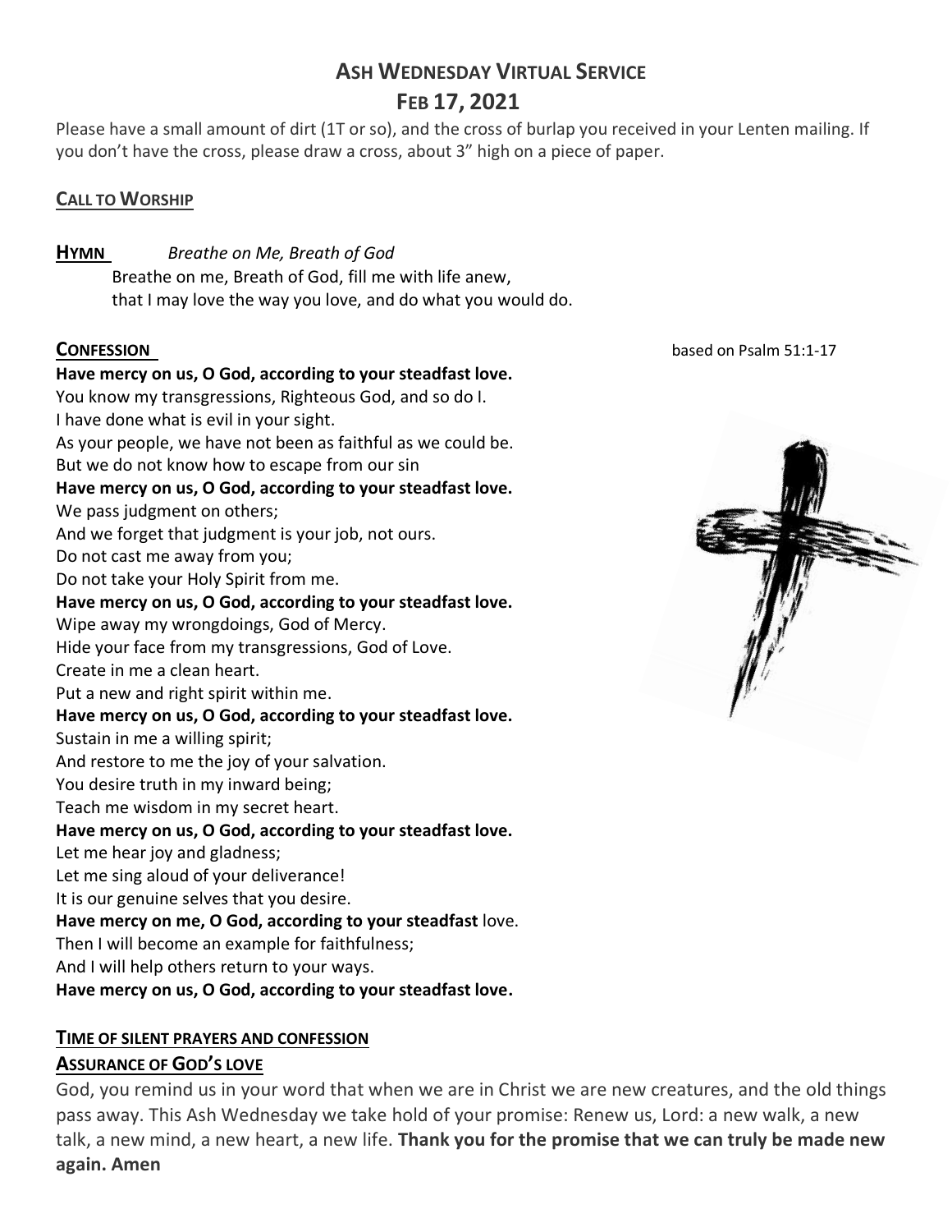# Ash Wednesday Virtual Service

## Feb 17, 2021

Please have a small amount of dirt (1T or so), and the cross of burlap you received in your Lenten mailing. If you don't have the cross, please draw a cross, about 3" high on a piece of paper.

### Call to Worship

### Hymn *Breathe on Me, Breath of God*

Breathe on me, Breath of God, fill me with life anew,
that I may love the way you love, and do what you would do.

### Confession

based on Psalm 51:1-17

**Have mercy on us, O God, according to your steadfast love.**
You know my transgressions, Righteous God, and so do I.
I have done what is evil in your sight.
As your people, we have not been as faithful as we could be.
But we do not know how to escape from our sin
**Have mercy on us, O God, according to your steadfast love.**
We pass judgment on others;
And we forget that judgment is your job, not ours.
Do not cast me away from you;
Do not take your Holy Spirit from me.
**Have mercy on us, O God, according to your steadfast love.**
Wipe away my wrongdoings, God of Mercy.
Hide your face from my transgressions, God of Love.
Create in me a clean heart.
Put a new and right spirit within me.
**Have mercy on us, O God, according to your steadfast love.**
Sustain in me a willing spirit;
And restore to me the joy of your salvation.
You desire truth in my inward being;
Teach me wisdom in my secret heart.
**Have mercy on us, O God, according to your steadfast love.**
Let me hear joy and gladness;
Let me sing aloud of your deliverance!
It is our genuine selves that you desire.
**Have mercy on me, O God, according to your steadfast** love.
Then I will become an example for faithfulness;
And I will help others return to your ways.
**Have mercy on us, O God, according to your steadfast love.**

### Time of silent prayers and confession

### Assurance of God's love

God, you remind us in your word that when we are in Christ we are new creatures, and the old things pass away. This Ash Wednesday we take hold of your promise: Renew us, Lord: a new walk, a new talk, a new mind, a new heart, a new life. **Thank you for the promise that we can truly be made new again. Amen**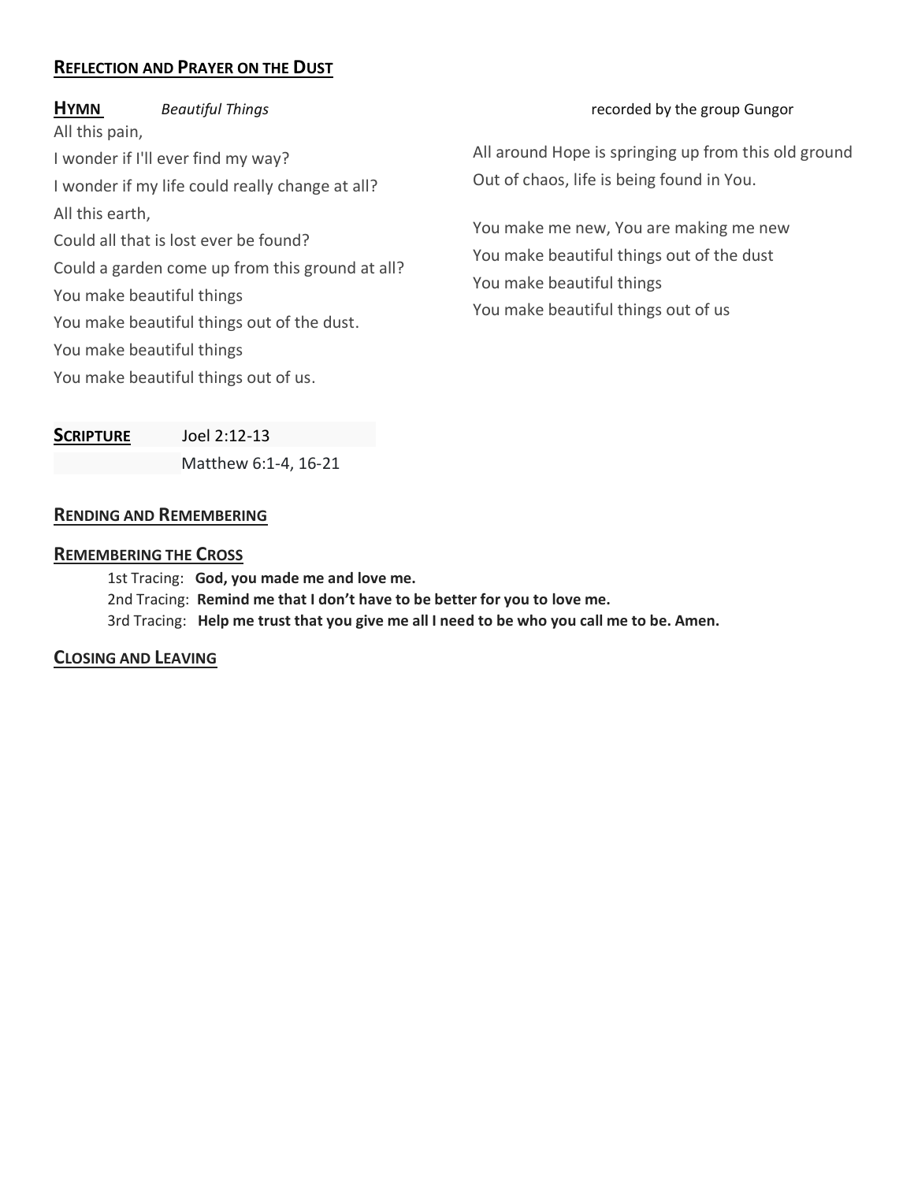## **Reflection and Prayer on the Dust**

**Hymn** *Beautiful Things* recorded by the group Gungor

All this pain,
I wonder if I'll ever find my way?
I wonder if my life could really change at all?
All this earth,
Could all that is lost ever be found?
Could a garden come up from this ground at all?
You make beautiful things
You make beautiful things out of the dust.
You make beautiful things
You make beautiful things out of us.

All around Hope is springing up from this old ground
Out of chaos, life is being found in You.

You make me new, You are making me new
You make beautiful things out of the dust
You make beautiful things
You make beautiful things out of us

**Scripture** Joel 2:12-13
Matthew 6:1-4, 16-21

## **Rending and Remembering**

## **Remembering the Cross**

1st Tracing: **God, you made me and love me.**
2nd Tracing: **Remind me that I don't have to be better for you to love me.**
3rd Tracing: **Help me trust that you give me all I need to be who you call me to be. Amen.**

## **Closing and Leaving**